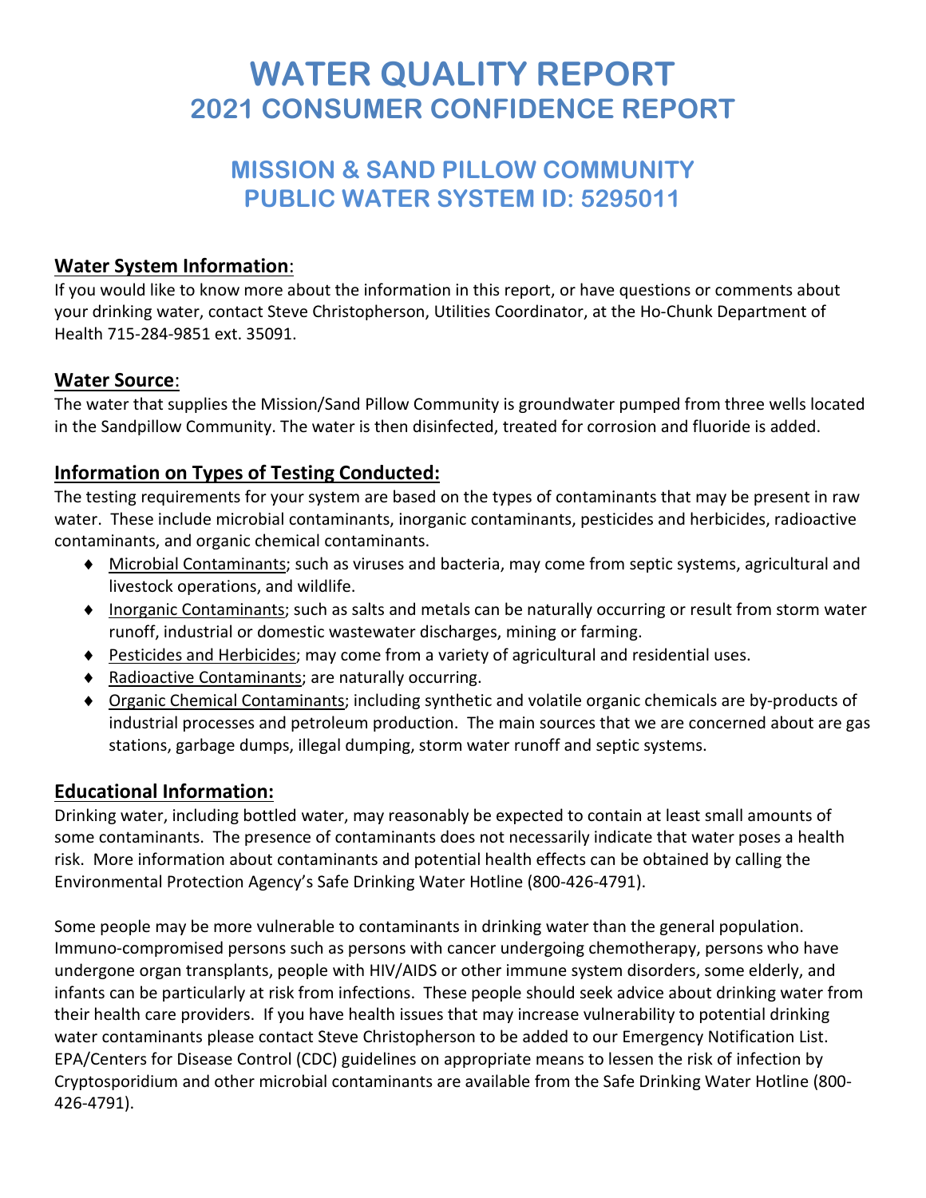# WATER QUALITY REPORT
# 2021 CONSUMER CONFIDENCE REPORT

## MISSION & SAND PILLOW COMMUNITY
## PUBLIC WATER SYSTEM ID: 5295011

### Water System Information:

If you would like to know more about the information in this report, or have questions or comments about your drinking water, contact Steve Christopherson, Utilities Coordinator, at the Ho-Chunk Department of Health 715-284-9851 ext. 35091.

### Water Source:

The water that supplies the Mission/Sand Pillow Community is groundwater pumped from three wells located in the Sandpillow Community. The water is then disinfected, treated for corrosion and fluoride is added.

### Information on Types of Testing Conducted:

The testing requirements for your system are based on the types of contaminants that may be present in raw water. These include microbial contaminants, inorganic contaminants, pesticides and herbicides, radioactive contaminants, and organic chemical contaminants.

- Microbial Contaminants; such as viruses and bacteria, may come from septic systems, agricultural and livestock operations, and wildlife.
- Inorganic Contaminants; such as salts and metals can be naturally occurring or result from storm water runoff, industrial or domestic wastewater discharges, mining or farming.
- Pesticides and Herbicides; may come from a variety of agricultural and residential uses.
- Radioactive Contaminants; are naturally occurring.
- Organic Chemical Contaminants; including synthetic and volatile organic chemicals are by-products of industrial processes and petroleum production. The main sources that we are concerned about are gas stations, garbage dumps, illegal dumping, storm water runoff and septic systems.

### Educational Information:

Drinking water, including bottled water, may reasonably be expected to contain at least small amounts of some contaminants. The presence of contaminants does not necessarily indicate that water poses a health risk. More information about contaminants and potential health effects can be obtained by calling the Environmental Protection Agency's Safe Drinking Water Hotline (800-426-4791).

Some people may be more vulnerable to contaminants in drinking water than the general population. Immuno-compromised persons such as persons with cancer undergoing chemotherapy, persons who have undergone organ transplants, people with HIV/AIDS or other immune system disorders, some elderly, and infants can be particularly at risk from infections. These people should seek advice about drinking water from their health care providers. If you have health issues that may increase vulnerability to potential drinking water contaminants please contact Steve Christopherson to be added to our Emergency Notification List. EPA/Centers for Disease Control (CDC) guidelines on appropriate means to lessen the risk of infection by Cryptosporidium and other microbial contaminants are available from the Safe Drinking Water Hotline (800-426-4791).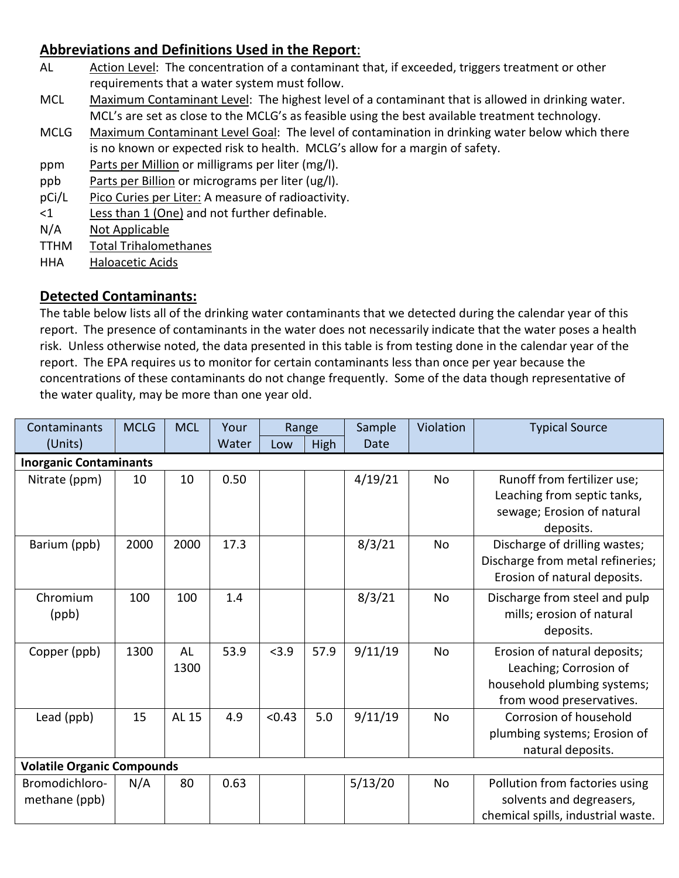## Abbreviations and Definitions Used in the Report:

| | |
|---|---|
| AL | Action Level: The concentration of a contaminant that, if exceeded, triggers treatment or other requirements that a water system must follow. |
| MCL | Maximum Contaminant Level: The highest level of a contaminant that is allowed in drinking water. MCL's are set as close to the MCLG's as feasible using the best available treatment technology. |
| MCLG | Maximum Contaminant Level Goal: The level of contamination in drinking water below which there is no known or expected risk to health. MCLG's allow for a margin of safety. |
| ppm | Parts per Million or milligrams per liter (mg/l). |
| ppb | Parts per Billion or micrograms per liter (ug/l). |
| pCi/L | Pico Curies per Liter: A measure of radioactivity. |
| <1 | Less than 1 (One) and not further definable. |
| N/A | Not Applicable |
| TTHM | Total Trihalomethanes |
| HHA | Haloacetic Acids |

## Detected Contaminants:

The table below lists all of the drinking water contaminants that we detected during the calendar year of this report. The presence of contaminants in the water does not necessarily indicate that the water poses a health risk. Unless otherwise noted, the data presented in this table is from testing done in the calendar year of the report. The EPA requires us to monitor for certain contaminants less than once per year because the concentrations of these contaminants do not change frequently. Some of the data though representative of the water quality, may be more than one year old.

| Contaminants (Units) | MCLG | MCL | Your Water | Range | | Sample Date | Violation | Typical Source |
|---|---|---|---|---|---|---|---|---|
| | | | | Low | High | | | |
| **Inorganic Contaminants** | | | | | | | | |
| Nitrate (ppm) | 10 | 10 | 0.50 | | | 4/19/21 | No | Runoff from fertilizer use; Leaching from septic tanks, sewage; Erosion of natural deposits. |
| Barium (ppb) | 2000 | 2000 | 17.3 | | | 8/3/21 | No | Discharge of drilling wastes; Discharge from metal refineries; Erosion of natural deposits. |
| Chromium (ppb) | 100 | 100 | 1.4 | | | 8/3/21 | No | Discharge from steel and pulp mills; erosion of natural deposits. |
| Copper (ppb) | 1300 | AL 1300 | 53.9 | <3.9 | 57.9 | 9/11/19 | No | Erosion of natural deposits; Leaching; Corrosion of household plumbing systems; from wood preservatives. |
| Lead (ppb) | 15 | AL 15 | 4.9 | <0.43 | 5.0 | 9/11/19 | No | Corrosion of household plumbing systems; Erosion of natural deposits. |
| **Volatile Organic Compounds** | | | | | | | | |
| Bromodichloro-methane (ppb) | N/A | 80 | 0.63 | | | 5/13/20 | No | Pollution from factories using solvents and degreasers, chemical spills, industrial waste. |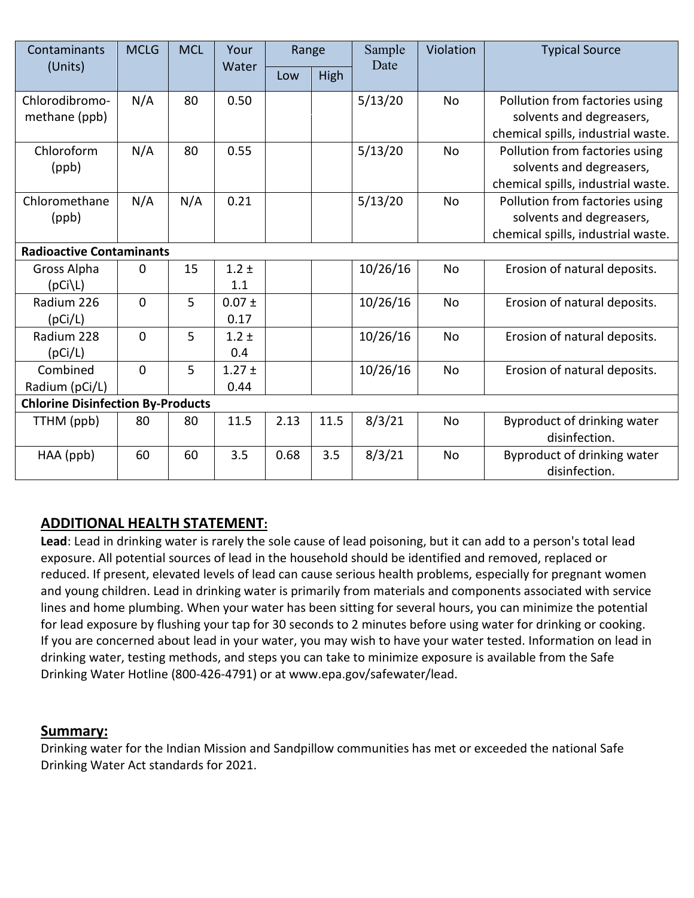| Contaminants (Units) | MCLG | MCL | Your Water | Range | | Sample Date | Violation | Typical Source |
|---|---|---|---|---|---|---|---|---|
| | | | | Low | High | | | |
| Chlorodibromo-methane (ppb) | N/A | 80 | 0.50 | | | 5/13/20 | No | Pollution from factories using solvents and degreasers, chemical spills, industrial waste. |
| Chloroform (ppb) | N/A | 80 | 0.55 | | | 5/13/20 | No | Pollution from factories using solvents and degreasers, chemical spills, industrial waste. |
| Chloromethane (ppb) | N/A | N/A | 0.21 | | | 5/13/20 | No | Pollution from factories using solvents and degreasers, chemical spills, industrial waste. |
| **Radioactive Contaminants** | | | | | | | | |
| Gross Alpha (pCi\L) | 0 | 15 | 1.2 ± 1.1 | | | 10/26/16 | No | Erosion of natural deposits. |
| Radium 226 (pCi/L) | 0 | 5 | 0.07 ± 0.17 | | | 10/26/16 | No | Erosion of natural deposits. |
| Radium 228 (pCi/L) | 0 | 5 | 1.2 ± 0.4 | | | 10/26/16 | No | Erosion of natural deposits. |
| Combined Radium (pCi/L) | 0 | 5 | 1.27 ± 0.44 | | | 10/26/16 | No | Erosion of natural deposits. |
| **Chlorine Disinfection By-Products** | | | | | | | | |
| TTHM (ppb) | 80 | 80 | 11.5 | 2.13 | 11.5 | 8/3/21 | No | Byproduct of drinking water disinfection. |
| HAA (ppb) | 60 | 60 | 3.5 | 0.68 | 3.5 | 8/3/21 | No | Byproduct of drinking water disinfection. |

## ADDITIONAL HEALTH STATEMENT:

**Lead**: Lead in drinking water is rarely the sole cause of lead poisoning, but it can add to a person's total lead exposure. All potential sources of lead in the household should be identified and removed, replaced or reduced. If present, elevated levels of lead can cause serious health problems, especially for pregnant women and young children. Lead in drinking water is primarily from materials and components associated with service lines and home plumbing. When your water has been sitting for several hours, you can minimize the potential for lead exposure by flushing your tap for 30 seconds to 2 minutes before using water for drinking or cooking. If you are concerned about lead in your water, you may wish to have your water tested. Information on lead in drinking water, testing methods, and steps you can take to minimize exposure is available from the Safe Drinking Water Hotline (800-426-4791) or at www.epa.gov/safewater/lead.

## Summary:

Drinking water for the Indian Mission and Sandpillow communities has met or exceeded the national Safe Drinking Water Act standards for 2021.